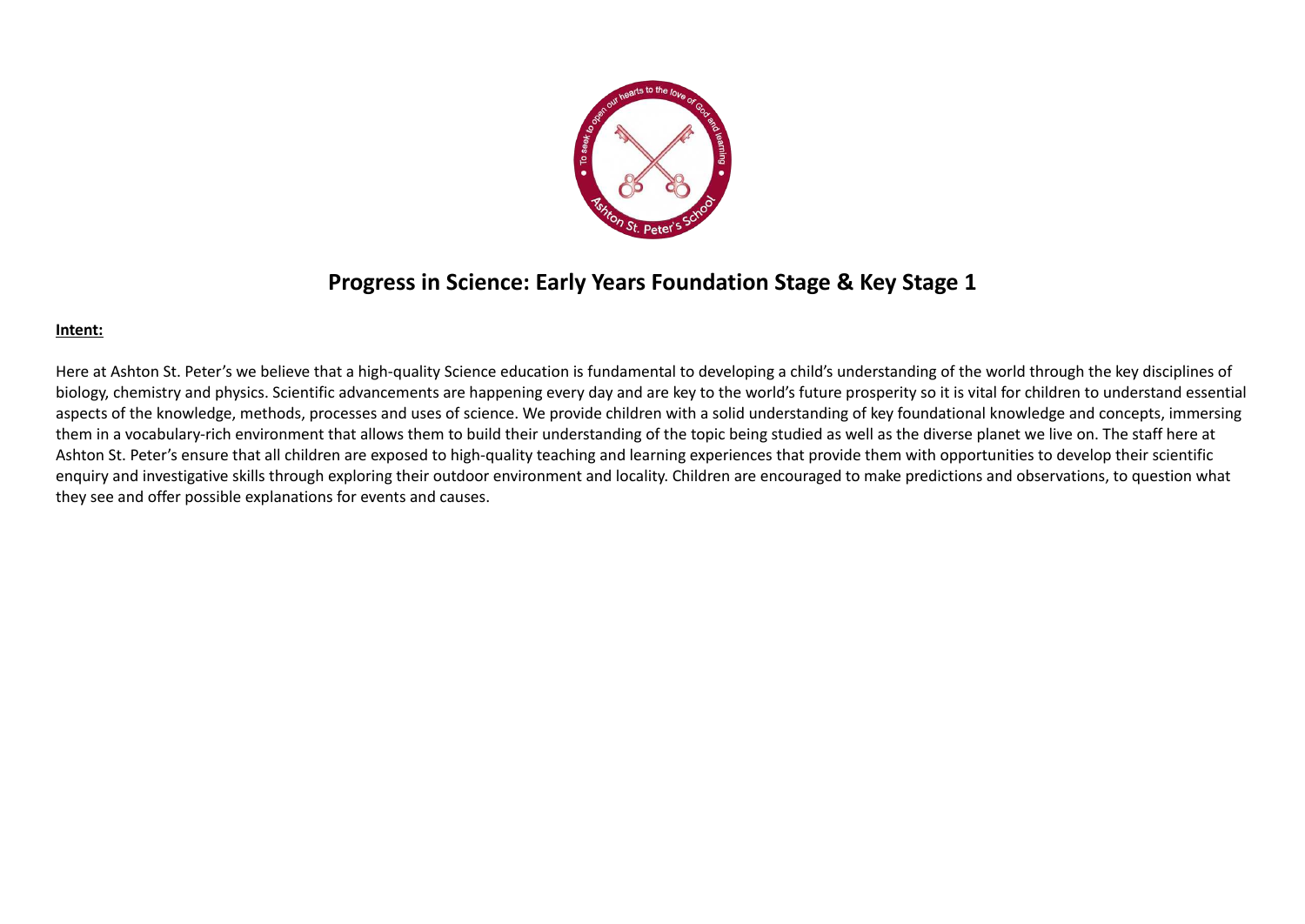# Progress in Science: Early Years Foundation Stage & Key Stage 1

**Intent:**

Here at Ashton St. Peter's we believe that a high-quality Science education is fundamental to developing a child's understanding of the world through the key disciplines of biology, chemistry and physics. Scientific advancements are happening every day and are key to the world's future prosperity so it is vital for children to understand essential aspects of the knowledge, methods, processes and uses of science. We provide children with a solid understanding of key foundational knowledge and concepts, immersing them in a vocabulary-rich environment that allows them to build their understanding of the topic being studied as well as the diverse planet we live on. The staff here at Ashton St. Peter's ensure that all children are exposed to high-quality teaching and learning experiences that provide them with opportunities to develop their scientific enquiry and investigative skills through exploring their outdoor environment and locality. Children are encouraged to make predictions and observations, to question what they see and offer possible explanations for events and causes.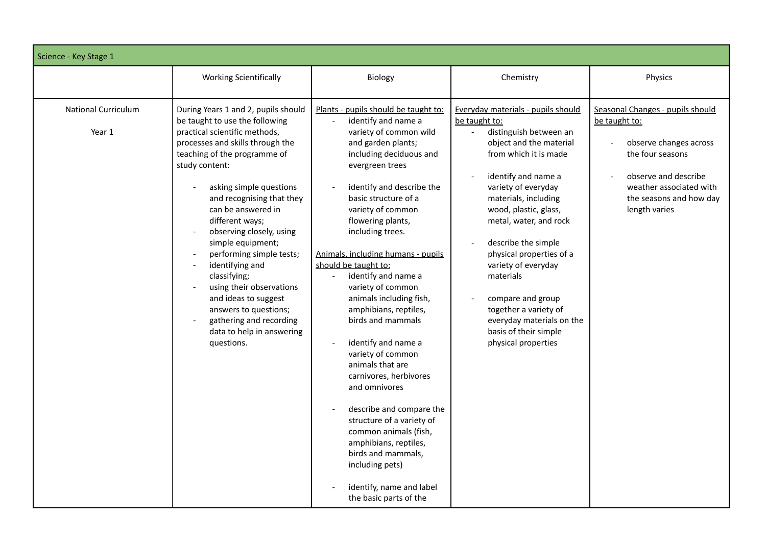| Science - Key Stage 1 | | | | |
|---|---|---|---|---|
| | Working Scientifically | Biology | Chemistry | Physics |
| National Curriculum<br><br>Year 1 | During Years 1 and 2, pupils should be taught to use the following practical scientific methods, processes and skills through the teaching of the programme of study content:<br><br>- asking simple questions and recognising that they can be answered in different ways;<br>- observing closely, using simple equipment;<br>- performing simple tests;<br>- identifying and classifying;<br>- using their observations and ideas to suggest answers to questions;<br>- gathering and recording data to help in answering questions. | <u>Plants - pupils should be taught to:</u><br>- identify and name a variety of common wild and garden plants; including deciduous and evergreen trees<br><br>- identify and describe the basic structure of a variety of common flowering plants, including trees.<br><br><u>Animals, including humans - pupils should be taught to:</u><br>- identify and name a variety of common animals including fish, amphibians, reptiles, birds and mammals<br><br>- identify and name a variety of common animals that are carnivores, herbivores and omnivores<br><br>- describe and compare the structure of a variety of common animals (fish, amphibians, reptiles, birds and mammals, including pets)<br><br>- identify, name and label the basic parts of the | <u>Everyday materials - pupils should be taught to:</u><br>- distinguish between an object and the material from which it is made<br><br>- identify and name a variety of everyday materials, including wood, plastic, glass, metal, water, and rock<br><br>- describe the simple physical properties of a variety of everyday materials<br><br>- compare and group together a variety of everyday materials on the basis of their simple physical properties | <u>Seasonal Changes - pupils should be taught to:</u><br><br>- observe changes across the four seasons<br><br>- observe and describe weather associated with the seasons and how day length varies |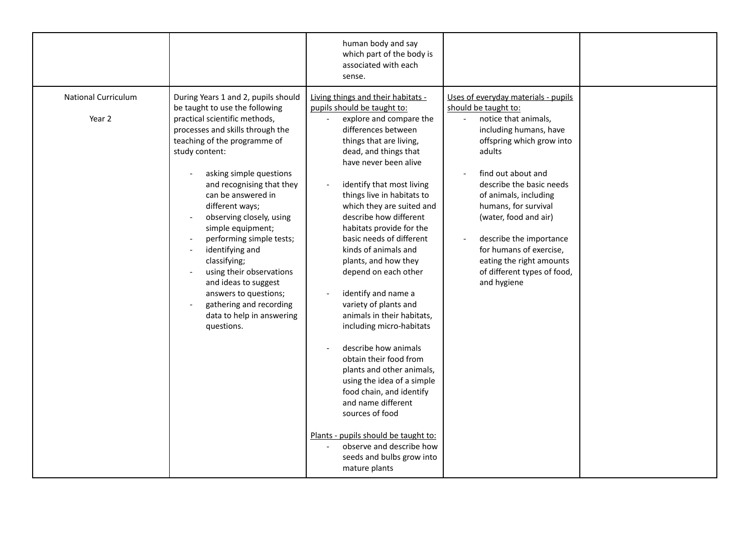| | | | | |
|---|---|---|---|---|
| | | human body and say which part of the body is associated with each sense. | | |
| National Curriculum<br><br>Year 2 | During Years 1 and 2, pupils should be taught to use the following practical scientific methods, processes and skills through the teaching of the programme of study content:<br><br>- asking simple questions and recognising that they can be answered in different ways;<br>- observing closely, using simple equipment;<br>- performing simple tests;<br>- identifying and classifying;<br>- using their observations and ideas to suggest answers to questions;<br>- gathering and recording data to help in answering questions. | Living things and their habitats - pupils should be taught to:<br>- explore and compare the differences between things that are living, dead, and things that have never been alive<br><br>- identify that most living things live in habitats to which they are suited and describe how different habitats provide for the basic needs of different kinds of animals and plants, and how they depend on each other<br><br>- identify and name a variety of plants and animals in their habitats, including micro-habitats<br><br>- describe how animals obtain their food from plants and other animals, using the idea of a simple food chain, and identify and name different sources of food<br><br>Plants - pupils should be taught to:<br>- observe and describe how seeds and bulbs grow into mature plants | Uses of everyday materials - pupils should be taught to:<br>- notice that animals, including humans, have offspring which grow into adults<br><br>- find out about and describe the basic needs of animals, including humans, for survival (water, food and air)<br><br>- describe the importance for humans of exercise, eating the right amounts of different types of food, and hygiene | |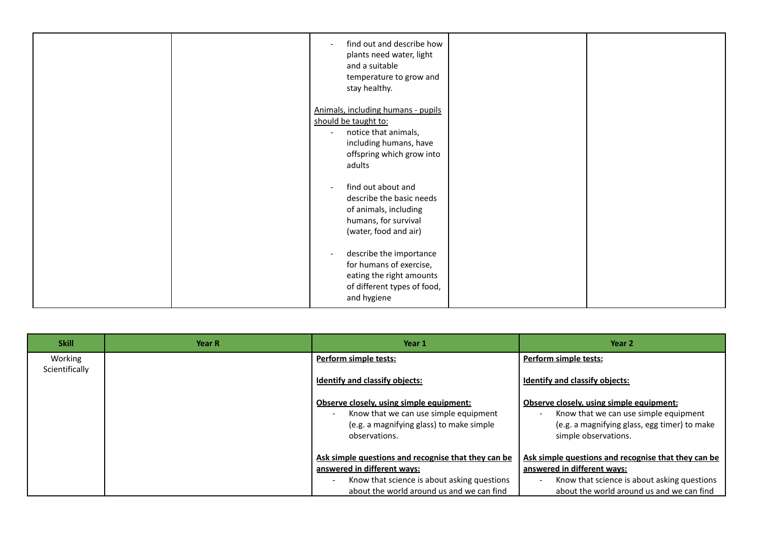| | | | | |
|---|---|---|---|---|
| | | - find out and describe how plants need water, light and a suitable temperature to grow and stay healthy.<br><br>Animals, including humans - pupils should be taught to:<br>- notice that animals, including humans, have offspring which grow into adults<br><br>- find out about and describe the basic needs of animals, including humans, for survival (water, food and air)<br><br>- describe the importance for humans of exercise, eating the right amounts of different types of food, and hygiene | | |

| Skill | Year R | Year 1 | Year 2 |
|---|---|---|---|
| Working Scientifically | | **Perform simple tests:**<br><br>**Identify and classify objects:**<br><br>**Observe closely, using simple equipment:**<br>- Know that we can use simple equipment (e.g. a magnifying glass) to make simple observations.<br><br>**Ask simple questions and recognise that they can be answered in different ways:**<br>- Know that science is about asking questions about the world around us and we can find | **Perform simple tests:**<br><br>**Identify and classify objects:**<br><br>**Observe closely, using simple equipment:**<br>- Know that we can use simple equipment (e.g. a magnifying glass, egg timer) to make simple observations.<br><br>**Ask simple questions and recognise that they can be answered in different ways:**<br>- Know that science is about asking questions about the world around us and we can find |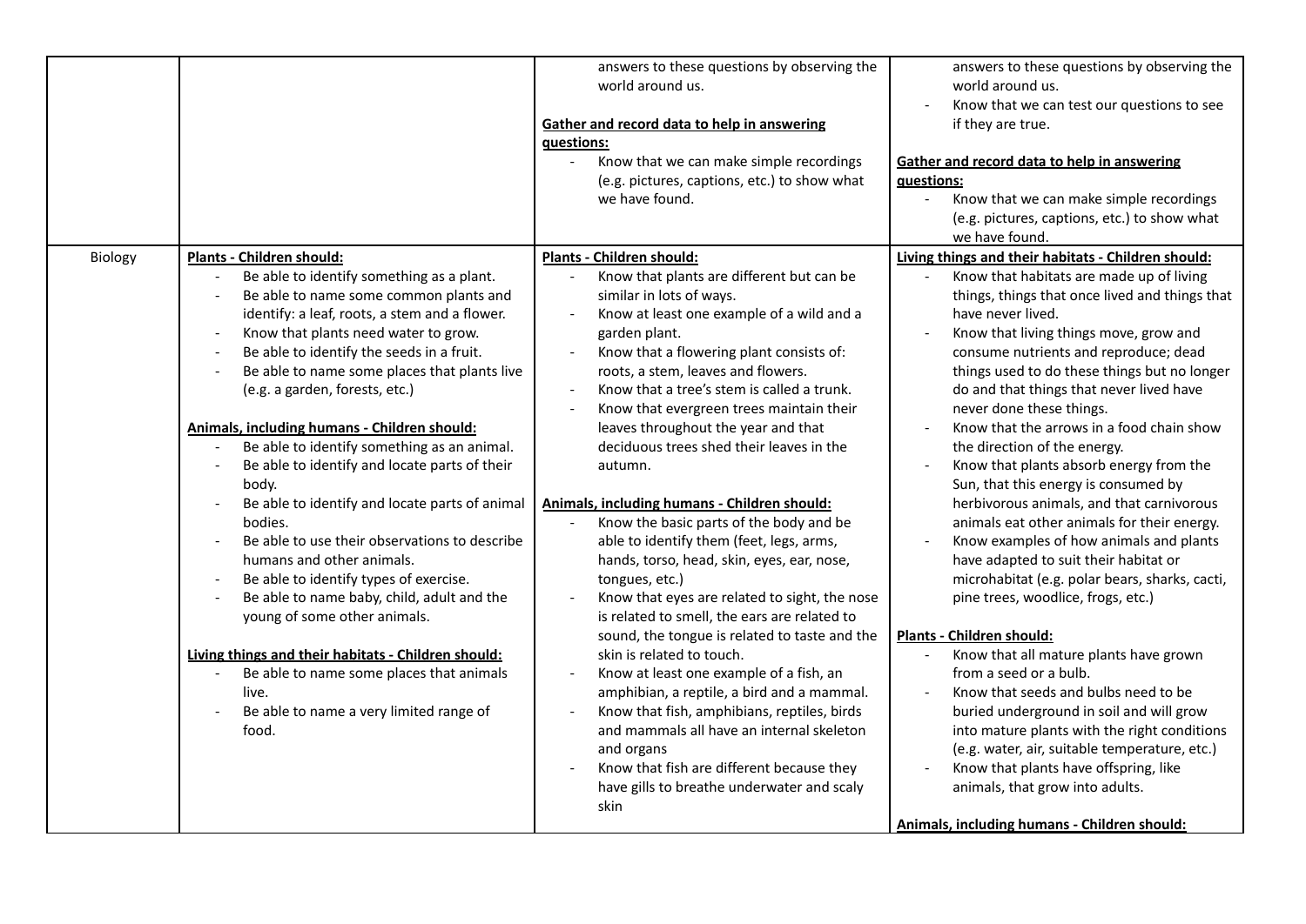| | | | |
|---|---|---|---|
| | | answers to these questions by observing the world around us.<br><br>**Gather and record data to help in answering questions:**<br>- Know that we can make simple recordings (e.g. pictures, captions, etc.) to show what we have found. | answers to these questions by observing the world around us.<br>- Know that we can test our questions to see if they are true.<br><br>**Gather and record data to help in answering questions:**<br>- Know that we can make simple recordings (e.g. pictures, captions, etc.) to show what we have found. |
| Biology | **Plants - Children should:**<br>- Be able to identify something as a plant.<br>- Be able to name some common plants and identify: a leaf, roots, a stem and a flower.<br>- Know that plants need water to grow.<br>- Be able to identify the seeds in a fruit.<br>- Be able to name some places that plants live (e.g. a garden, forests, etc.)<br><br>**Animals, including humans - Children should:**<br>- Be able to identify something as an animal.<br>- Be able to identify and locate parts of their body.<br>- Be able to identify and locate parts of animal bodies.<br>- Be able to use their observations to describe humans and other animals.<br>- Be able to identify types of exercise.<br>- Be able to name baby, child, adult and the young of some other animals.<br><br>**Living things and their habitats - Children should:**<br>- Be able to name some places that animals live.<br>- Be able to name a very limited range of food. | **Plants - Children should:**<br>- Know that plants are different but can be similar in lots of ways.<br>- Know at least one example of a wild and a garden plant.<br>- Know that a flowering plant consists of: roots, a stem, leaves and flowers.<br>- Know that a tree's stem is called a trunk.<br>- Know that evergreen trees maintain their leaves throughout the year and that deciduous trees shed their leaves in the autumn.<br><br>**Animals, including humans - Children should:**<br>- Know the basic parts of the body and be able to identify them (feet, legs, arms, hands, torso, head, skin, eyes, ear, nose, tongues, etc.)<br>- Know that eyes are related to sight, the nose is related to smell, the ears are related to sound, the tongue is related to taste and the skin is related to touch.<br>- Know at least one example of a fish, an amphibian, a reptile, a bird and a mammal.<br>- Know that fish, amphibians, reptiles, birds and mammals all have an internal skeleton and organs<br>- Know that fish are different because they have gills to breathe underwater and scaly skin | **Living things and their habitats - Children should:**<br>- Know that habitats are made up of living things, things that once lived and things that have never lived.<br>- Know that living things move, grow and consume nutrients and reproduce; dead things used to do these things but no longer do and that things that never lived have never done these things.<br>- Know that the arrows in a food chain show the direction of the energy.<br>- Know that plants absorb energy from the Sun, that this energy is consumed by herbivorous animals, and that carnivorous animals eat other animals for their energy.<br>- Know examples of how animals and plants have adapted to suit their habitat or microhabitat (e.g. polar bears, sharks, cacti, pine trees, woodlice, frogs, etc.)<br><br>**Plants - Children should:**<br>- Know that all mature plants have grown from a seed or a bulb.<br>- Know that seeds and bulbs need to be buried underground in soil and will grow into mature plants with the right conditions (e.g. water, air, suitable temperature, etc.)<br>- Know that plants have offspring, like animals, that grow into adults.<br><br>**Animals, including humans - Children should:** |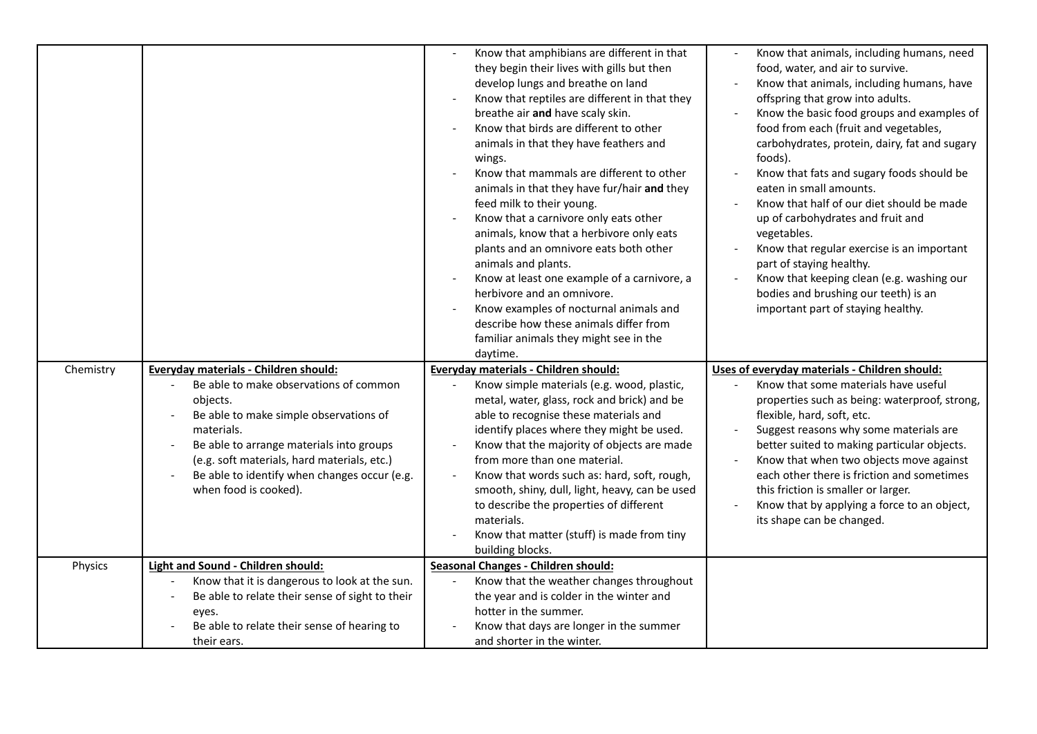| | | | |
|---|---|---|---|
| | | - Know that amphibians are different in that they begin their lives with gills but then develop lungs and breathe on land<br>- Know that reptiles are different in that they breathe air **and** have scaly skin.<br>- Know that birds are different to other animals in that they have feathers and wings.<br>- Know that mammals are different to other animals in that they have fur/hair **and** they feed milk to their young.<br>- Know that a carnivore only eats other animals, know that a herbivore only eats plants and an omnivore eats both other animals and plants.<br>- Know at least one example of a carnivore, a herbivore and an omnivore.<br>- Know examples of nocturnal animals and describe how these animals differ from familiar animals they might see in the daytime. | - Know that animals, including humans, need food, water, and air to survive.<br>- Know that animals, including humans, have offspring that grow into adults.<br>- Know the basic food groups and examples of food from each (fruit and vegetables, carbohydrates, protein, dairy, fat and sugary foods).<br>- Know that fats and sugary foods should be eaten in small amounts.<br>- Know that half of our diet should be made up of carbohydrates and fruit and vegetables.<br>- Know that regular exercise is an important part of staying healthy.<br>- Know that keeping clean (e.g. washing our bodies and brushing our teeth) is an important part of staying healthy. |
| Chemistry | **Everyday materials - Children should:**<br>- Be able to make observations of common objects.<br>- Be able to make simple observations of materials.<br>- Be able to arrange materials into groups (e.g. soft materials, hard materials, etc.)<br>- Be able to identify when changes occur (e.g. when food is cooked). | **Everyday materials - Children should:**<br>- Know simple materials (e.g. wood, plastic, metal, water, glass, rock and brick) and be able to recognise these materials and identify places where they might be used.<br>- Know that the majority of objects are made from more than one material.<br>- Know that words such as: hard, soft, rough, smooth, shiny, dull, light, heavy, can be used to describe the properties of different materials.<br>- Know that matter (stuff) is made from tiny building blocks. | **Uses of everyday materials - Children should:**<br>- Know that some materials have useful properties such as being: waterproof, strong, flexible, hard, soft, etc.<br>- Suggest reasons why some materials are better suited to making particular objects.<br>- Know that when two objects move against each other there is friction and sometimes this friction is smaller or larger.<br>- Know that by applying a force to an object, its shape can be changed. |
| Physics | **Light and Sound - Children should:**<br>- Know that it is dangerous to look at the sun.<br>- Be able to relate their sense of sight to their eyes.<br>- Be able to relate their sense of hearing to their ears. | **Seasonal Changes - Children should:**<br>- Know that the weather changes throughout the year and is colder in the winter and hotter in the summer.<br>- Know that days are longer in the summer and shorter in the winter. | |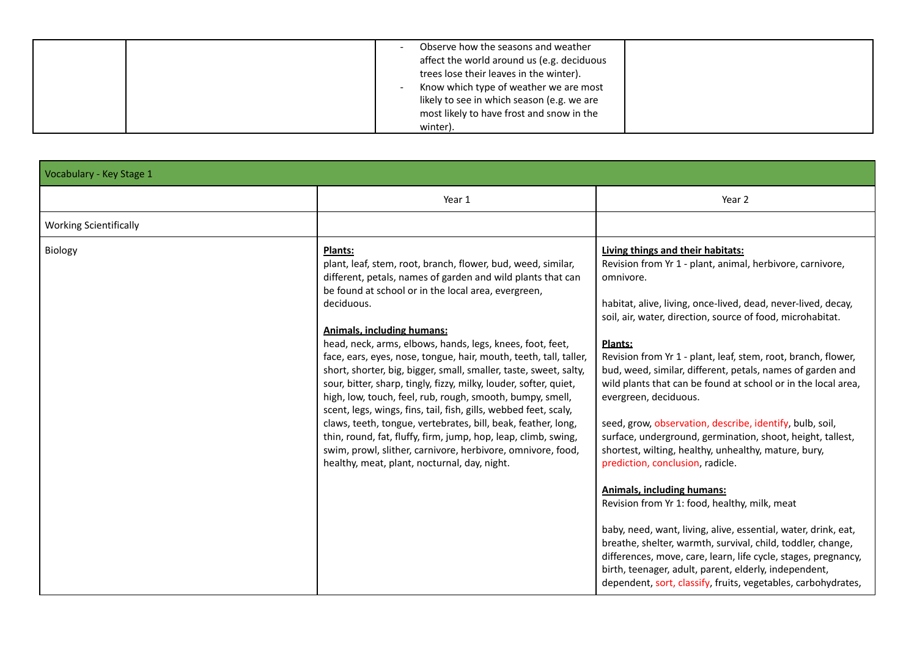| | | | |
|---|---|---|---|
| | | - Observe how the seasons and weather affect the world around us (e.g. deciduous trees lose their leaves in the winter).<br>- Know which type of weather we are most likely to see in which season (e.g. we are most likely to have frost and snow in the winter). | |

| Vocabulary - Key Stage 1 | | |
|---|---|---|
| | Year 1 | Year 2 |
| Working Scientifically | | |
| Biology | **Plants:**<br>plant, leaf, stem, root, branch, flower, bud, weed, similar, different, petals, names of garden and wild plants that can be found at school or in the local area, evergreen, deciduous.<br><br>**Animals, including humans:**<br>head, neck, arms, elbows, hands, legs, knees, foot, feet, face, ears, eyes, nose, tongue, hair, mouth, teeth, tall, taller, short, shorter, big, bigger, small, smaller, taste, sweet, salty, sour, bitter, sharp, tingly, fizzy, milky, louder, softer, quiet, high, low, touch, feel, rub, rough, smooth, bumpy, smell, scent, legs, wings, fins, tail, fish, gills, webbed feet, scaly, claws, teeth, tongue, vertebrates, bill, beak, feather, long, thin, round, fat, fluffy, firm, jump, hop, leap, climb, swing, swim, prowl, slither, carnivore, herbivore, omnivore, food, healthy, meat, plant, nocturnal, day, night. | **Living things and their habitats:**<br>Revision from Yr 1 - plant, animal, herbivore, carnivore, omnivore.<br><br>habitat, alive, living, once-lived, dead, never-lived, decay, soil, air, water, direction, source of food, microhabitat.<br><br>**Plants:**<br>Revision from Yr 1 - plant, leaf, stem, root, branch, flower, bud, weed, similar, different, petals, names of garden and wild plants that can be found at school or in the local area, evergreen, deciduous.<br><br>seed, grow, observation, describe, identify, bulb, soil, surface, underground, germination, shoot, height, tallest, shortest, wilting, healthy, unhealthy, mature, bury, prediction, conclusion, radicle.<br><br>**Animals, including humans:**<br>Revision from Yr 1: food, healthy, milk, meat<br><br>baby, need, want, living, alive, essential, water, drink, eat, breathe, shelter, warmth, survival, child, toddler, change, differences, move, care, learn, life cycle, stages, pregnancy, birth, teenager, adult, parent, elderly, independent, dependent, sort, classify, fruits, vegetables, carbohydrates, |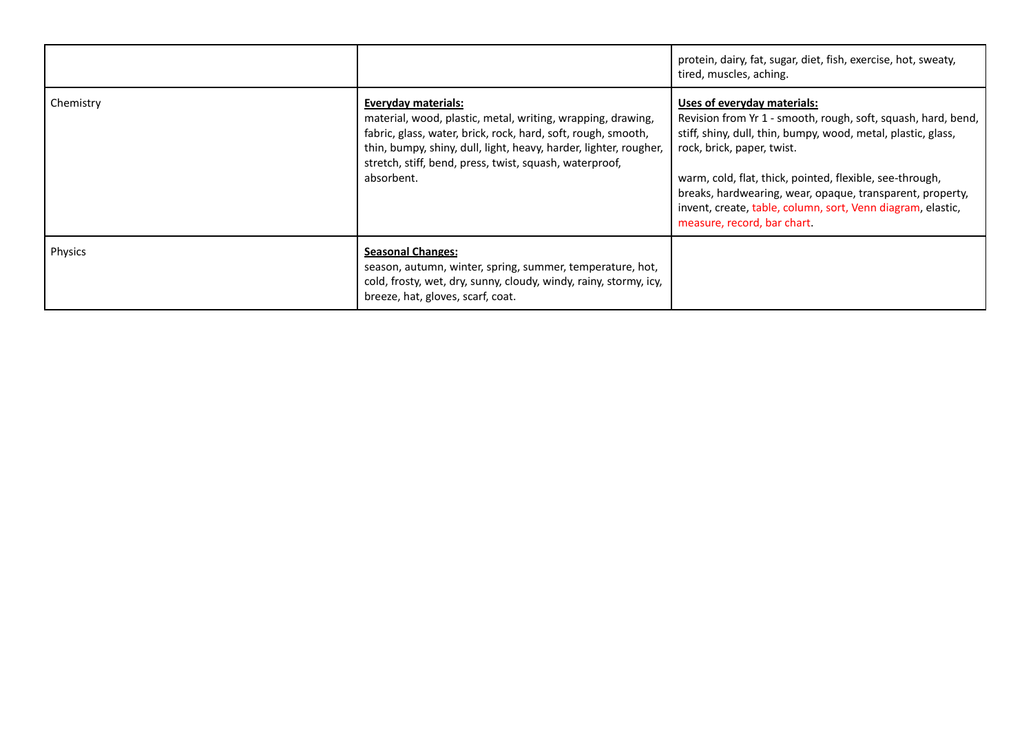| | | |
|---|---|---|
| | | protein, dairy, fat, sugar, diet, fish, exercise, hot, sweaty, tired, muscles, aching. |
| Chemistry | **Everyday materials:**<br>material, wood, plastic, metal, writing, wrapping, drawing, fabric, glass, water, brick, rock, hard, soft, rough, smooth, thin, bumpy, shiny, dull, light, heavy, harder, lighter, rougher, stretch, stiff, bend, press, twist, squash, waterproof, absorbent. | **Uses of everyday materials:**<br>Revision from Yr 1 - smooth, rough, soft, squash, hard, bend, stiff, shiny, dull, thin, bumpy, wood, metal, plastic, glass, rock, brick, paper, twist.<br><br>warm, cold, flat, thick, pointed, flexible, see-through, breaks, hardwearing, wear, opaque, transparent, property, invent, create, table, column, sort, Venn diagram, elastic, measure, record, bar chart. |
| Physics | **Seasonal Changes:**<br>season, autumn, winter, spring, summer, temperature, hot, cold, frosty, wet, dry, sunny, cloudy, windy, rainy, stormy, icy, breeze, hat, gloves, scarf, coat. | |